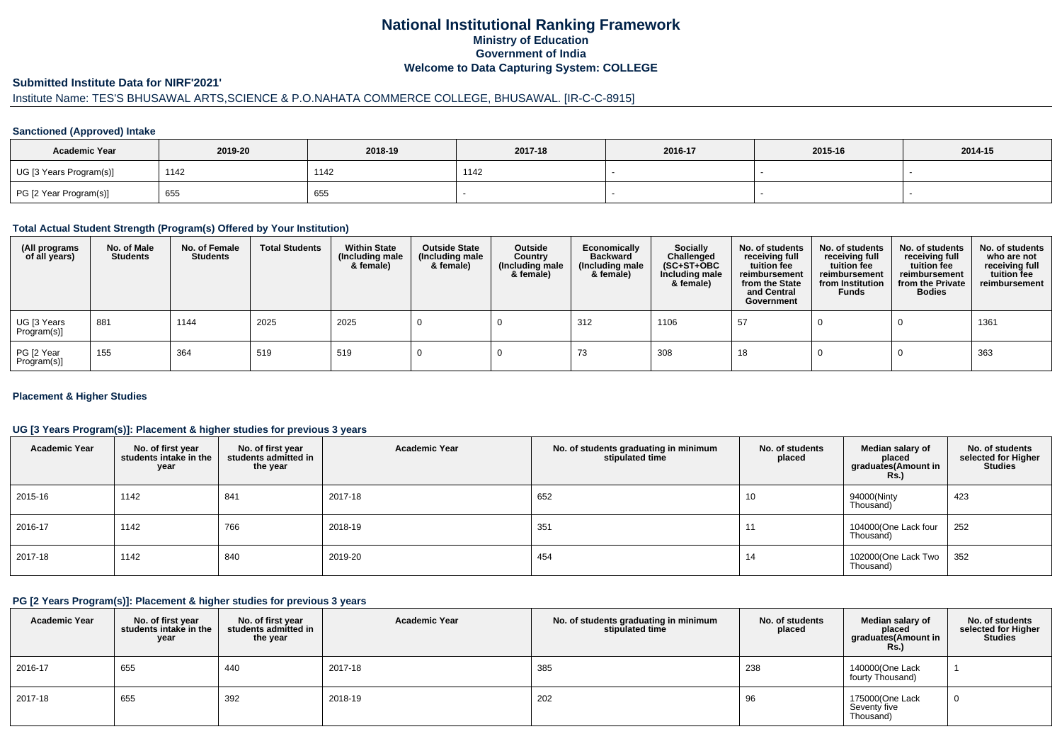# National Institutional Ranking Framework
## Ministry of Education
## Government of India
## Welcome to Data Capturing System: COLLEGE

### Submitted Institute Data for NIRF'2021'

Institute Name: TES'S BHUSAWAL ARTS,SCIENCE & P.O.NAHATA COMMERCE COLLEGE, BHUSAWAL. [IR-C-C-8915]

#### Sanctioned (Approved) Intake

| Academic Year | 2019-20 | 2018-19 | 2017-18 | 2016-17 | 2015-16 | 2014-15 |
|---|---|---|---|---|---|---|
| UG [3 Years Program(s)] | 1142 | 1142 | 1142 | - | - | - |
| PG [2 Year Program(s)] | 655 | 655 | - | - | - | - |

#### Total Actual Student Strength (Program(s) Offered by Your Institution)

| (All programs of all years) | No. of Male Students | No. of Female Students | Total Students | Within State (Including male & female) | Outside State (Including male & female) | Outside Country (Including male & female) | Economically Backward (Including male & female) | Socially Challenged (SC+ST+OBC Including male & female) | No. of students receiving full tuition fee reimbursement from the State and Central Government | No. of students receiving full tuition fee reimbursement from Institution Funds | No. of students receiving full tuition fee reimbursement from the Private Bodies | No. of students who are not receiving full tuition fee reimbursement |
|---|---|---|---|---|---|---|---|---|---|---|---|---|
| UG [3 Years Program(s)] | 881 | 1144 | 2025 | 2025 | 0 | 0 | 312 | 1106 | 57 | 0 | 0 | 1361 |
| PG [2 Year Program(s)] | 155 | 364 | 519 | 519 | 0 | 0 | 73 | 308 | 18 | 0 | 0 | 363 |

#### Placement & Higher Studies

#### UG [3 Years Program(s)]: Placement & higher studies for previous 3 years

| Academic Year | No. of first year students intake in the year | No. of first year students admitted in the year | Academic Year | No. of students graduating in minimum stipulated time | No. of students placed | Median salary of placed graduates(Amount in Rs.) | No. of students selected for Higher Studies |
|---|---|---|---|---|---|---|---|
| 2015-16 | 1142 | 841 | 2017-18 | 652 | 10 | 94000(Ninty Thousand) | 423 |
| 2016-17 | 1142 | 766 | 2018-19 | 351 | 11 | 104000(One Lack four Thousand) | 252 |
| 2017-18 | 1142 | 840 | 2019-20 | 454 | 14 | 102000(One Lack Two Thousand) | 352 |

#### PG [2 Years Program(s)]: Placement & higher studies for previous 3 years

| Academic Year | No. of first year students intake in the year | No. of first year students admitted in the year | Academic Year | No. of students graduating in minimum stipulated time | No. of students placed | Median salary of placed graduates(Amount in Rs.) | No. of students selected for Higher Studies |
|---|---|---|---|---|---|---|---|
| 2016-17 | 655 | 440 | 2017-18 | 385 | 238 | 140000(One Lack fourty Thousand) | 1 |
| 2017-18 | 655 | 392 | 2018-19 | 202 | 96 | 175000(One Lack Seventy five Thousand) | 0 |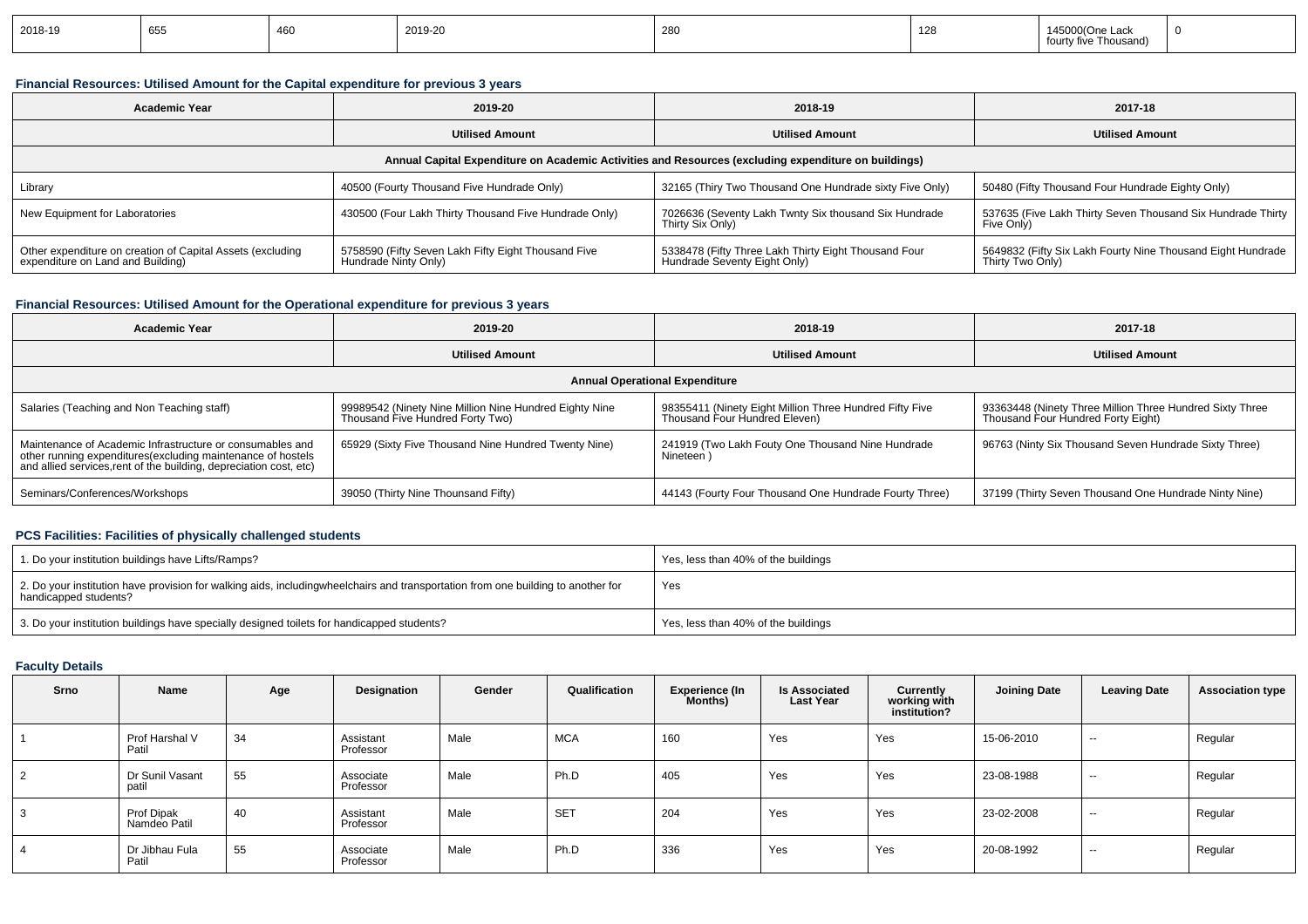| 2018-19 | 655 | 460 | 2019-20 | 280 | 128 | 145000(One Lack fourty five Thousand) | 0 |
|---|---|---|---|---|---|---|---|

### Financial Resources: Utilised Amount for the Capital expenditure for previous 3 years

| Academic Year | 2019-20 | 2018-19 | 2017-18 |
|---|---|---|---|
| | Utilised Amount | Utilised Amount | Utilised Amount |
| Annual Capital Expenditure on Academic Activities and Resources (excluding expenditure on buildings) | | | |
| Library | 40500 (Fourty Thousand Five Hundrade Only) | 32165 (Thiry Two Thousand One Hundrade sixty Five Only) | 50480 (Fifty Thousand Four Hundrade Eighty Only) |
| New Equipment for Laboratories | 430500 (Four Lakh Thirty Thousand Five Hundrade Only) | 7026636 (Seventy Lakh Twnty Six thousand Six Hundrade Thirty Six Only) | 537635 (Five Lakh Thirty Seven Thousand Six Hundrade Thirty Five Only) |
| Other expenditure on creation of Capital Assets (excluding expenditure on Land and Building) | 5758590 (Fifty Seven Lakh Fifty Eight Thousand Five Hundrade Ninty Only) | 5338478 (Fifty Three Lakh Thirty Eight Thousand Four Hundrade Seventy Eight Only) | 5649832 (Fifty Six Lakh Fourty Nine Thousand Eight Hundrade Thirty Two Only) |

### Financial Resources: Utilised Amount for the Operational expenditure for previous 3 years

| Academic Year | 2019-20 | 2018-19 | 2017-18 |
|---|---|---|---|
| | Utilised Amount | Utilised Amount | Utilised Amount |
| Annual Operational Expenditure | | | |
| Salaries (Teaching and Non Teaching staff) | 99989542 (Ninety Nine Million Nine Hundred Eighty Nine Thousand Five Hundred Forty Two) | 98355411 (Ninety Eight Million Three Hundred Fifty Five Thousand Four Hundred Eleven) | 93363448 (Ninety Three Million Three Hundred Sixty Three Thousand Four Hundred Forty Eight) |
| Maintenance of Academic Infrastructure or consumables and other running expenditures(excluding maintenance of hostels and allied services,rent of the building, depreciation cost, etc) | 65929 (Sixty Five Thousand Nine Hundred Twenty Nine) | 241919 (Two Lakh Fouty One Thousand Nine Hundrade Nineteen ) | 96763 (Ninty Six Thousand Seven Hundrade Sixty Three) |
| Seminars/Conferences/Workshops | 39050 (Thirty Nine Thounsand Fifty) | 44143 (Fourty Four Thousand One Hundrade Fourty Three) | 37199 (Thirty Seven Thousand One Hundrade Ninty Nine) |

### PCS Facilities: Facilities of physically challenged students

| 1. Do your institution buildings have Lifts/Ramps? | Yes, less than 40% of the buildings |
|---|---|
| 2. Do your institution have provision for walking aids, includingwheelchairs and transportation from one building to another for handicapped students? | Yes |
| 3. Do your institution buildings have specially designed toilets for handicapped students? | Yes, less than 40% of the buildings |

### Faculty Details

| Srno | Name | Age | Designation | Gender | Qualification | Experience (In Months) | Is Associated Last Year | Currently working with institution? | Joining Date | Leaving Date | Association type |
|---|---|---|---|---|---|---|---|---|---|---|---|
| 1 | Prof Harshal V Patil | 34 | Assistant Professor | Male | MCA | 160 | Yes | Yes | 15-06-2010 | -- | Regular |
| 2 | Dr Sunil Vasant patil | 55 | Associate Professor | Male | Ph.D | 405 | Yes | Yes | 23-08-1988 | -- | Regular |
| 3 | Prof Dipak Namdeo Patil | 40 | Assistant Professor | Male | SET | 204 | Yes | Yes | 23-02-2008 | -- | Regular |
| 4 | Dr Jibhau Fula Patil | 55 | Associate Professor | Male | Ph.D | 336 | Yes | Yes | 20-08-1992 | -- | Regular |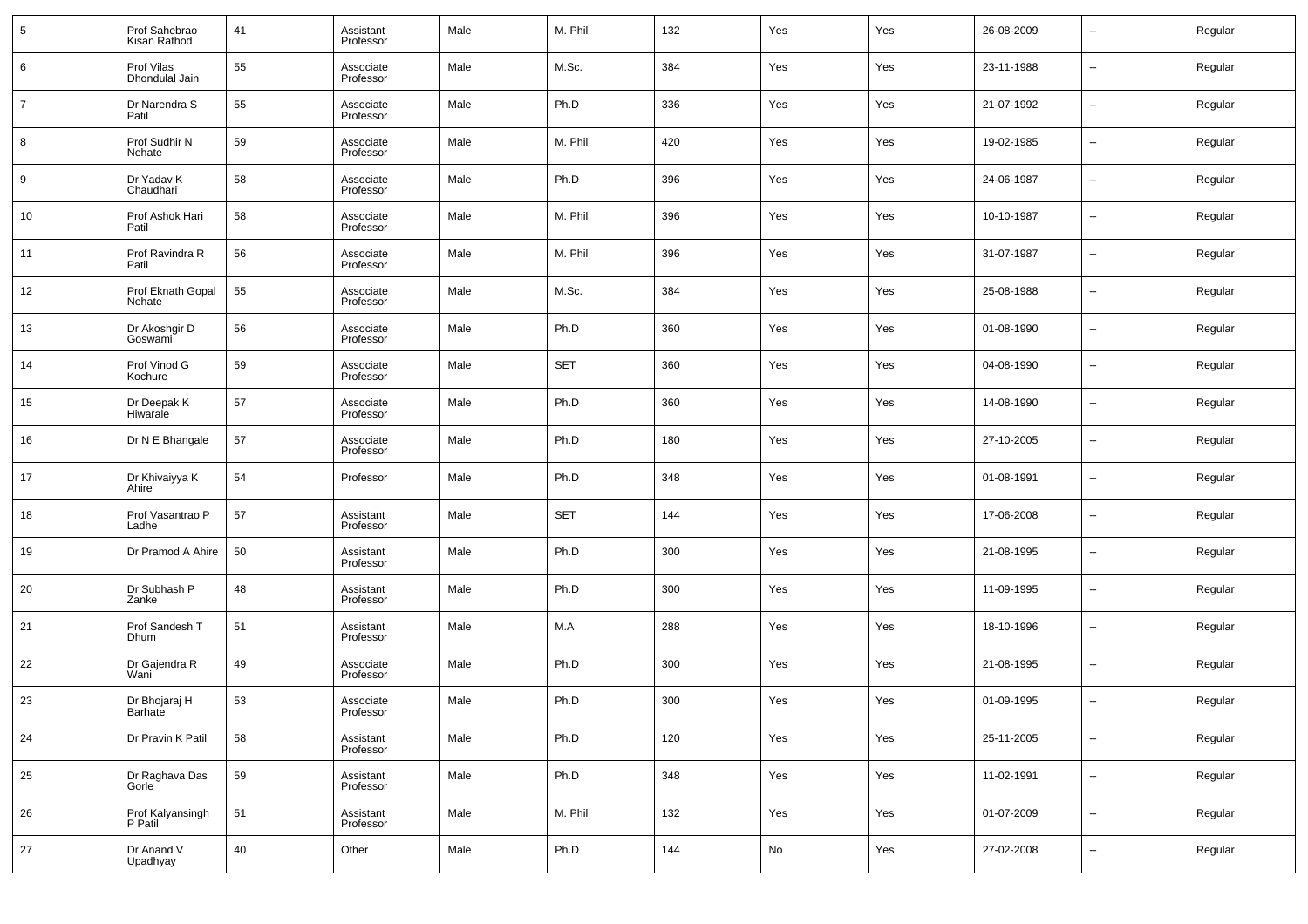| 5 | Prof Sahebrao Kisan Rathod | 41 | Assistant Professor | Male | M. Phil | 132 | Yes | Yes | 26-08-2009 | -- | Regular |
|---|---|---|---|---|---|---|---|---|---|---|---|
| 6 | Prof Vilas Dhondulal Jain | 55 | Associate Professor | Male | M.Sc. | 384 | Yes | Yes | 23-11-1988 | -- | Regular |
| 7 | Dr Narendra S Patil | 55 | Associate Professor | Male | Ph.D | 336 | Yes | Yes | 21-07-1992 | -- | Regular |
| 8 | Prof Sudhir N Nehate | 59 | Associate Professor | Male | M. Phil | 420 | Yes | Yes | 19-02-1985 | -- | Regular |
| 9 | Dr Yadav K Chaudhari | 58 | Associate Professor | Male | Ph.D | 396 | Yes | Yes | 24-06-1987 | -- | Regular |
| 10 | Prof Ashok Hari Patil | 58 | Associate Professor | Male | M. Phil | 396 | Yes | Yes | 10-10-1987 | -- | Regular |
| 11 | Prof Ravindra R Patil | 56 | Associate Professor | Male | M. Phil | 396 | Yes | Yes | 31-07-1987 | -- | Regular |
| 12 | Prof Eknath Gopal Nehate | 55 | Associate Professor | Male | M.Sc. | 384 | Yes | Yes | 25-08-1988 | -- | Regular |
| 13 | Dr Akoshgir D Goswami | 56 | Associate Professor | Male | Ph.D | 360 | Yes | Yes | 01-08-1990 | -- | Regular |
| 14 | Prof Vinod G Kochure | 59 | Associate Professor | Male | SET | 360 | Yes | Yes | 04-08-1990 | -- | Regular |
| 15 | Dr Deepak K Hiwarale | 57 | Associate Professor | Male | Ph.D | 360 | Yes | Yes | 14-08-1990 | -- | Regular |
| 16 | Dr N E Bhangale | 57 | Associate Professor | Male | Ph.D | 180 | Yes | Yes | 27-10-2005 | -- | Regular |
| 17 | Dr Khivaiyya K Ahire | 54 | Professor | Male | Ph.D | 348 | Yes | Yes | 01-08-1991 | -- | Regular |
| 18 | Prof Vasantrao P Ladhe | 57 | Assistant Professor | Male | SET | 144 | Yes | Yes | 17-06-2008 | -- | Regular |
| 19 | Dr Pramod A Ahire | 50 | Assistant Professor | Male | Ph.D | 300 | Yes | Yes | 21-08-1995 | -- | Regular |
| 20 | Dr Subhash P Zanke | 48 | Assistant Professor | Male | Ph.D | 300 | Yes | Yes | 11-09-1995 | -- | Regular |
| 21 | Prof Sandesh T Dhum | 51 | Assistant Professor | Male | M.A | 288 | Yes | Yes | 18-10-1996 | -- | Regular |
| 22 | Dr Gajendra R Wani | 49 | Associate Professor | Male | Ph.D | 300 | Yes | Yes | 21-08-1995 | -- | Regular |
| 23 | Dr Bhojaraj H Barhate | 53 | Associate Professor | Male | Ph.D | 300 | Yes | Yes | 01-09-1995 | -- | Regular |
| 24 | Dr Pravin K Patil | 58 | Assistant Professor | Male | Ph.D | 120 | Yes | Yes | 25-11-2005 | -- | Regular |
| 25 | Dr Raghava Das Gorle | 59 | Assistant Professor | Male | Ph.D | 348 | Yes | Yes | 11-02-1991 | -- | Regular |
| 26 | Prof Kalyansingh P Patil | 51 | Assistant Professor | Male | M. Phil | 132 | Yes | Yes | 01-07-2009 | -- | Regular |
| 27 | Dr Anand V Upadhyay | 40 | Other | Male | Ph.D | 144 | No | Yes | 27-02-2008 | -- | Regular |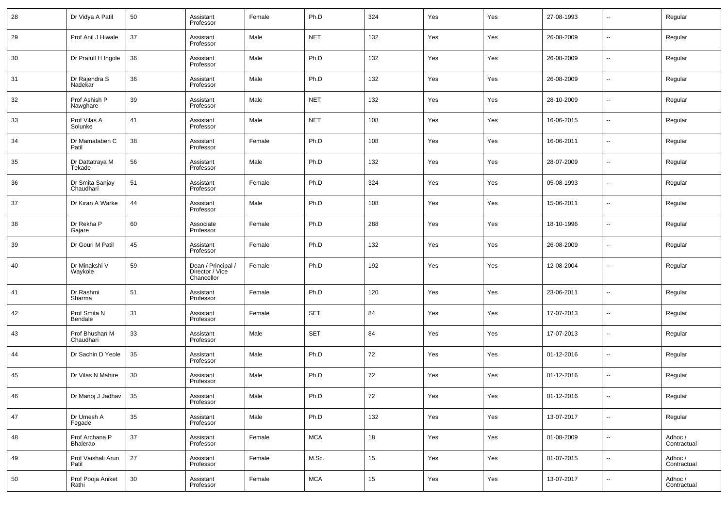| 28 | Dr Vidya A Patil | 50 | Assistant Professor | Female | Ph.D | 324 | Yes | Yes | 27-08-1993 | -- | Regular |
|---|---|---|---|---|---|---|---|---|---|---|---|
| 29 | Prof Anil J Hiwale | 37 | Assistant Professor | Male | NET | 132 | Yes | Yes | 26-08-2009 | -- | Regular |
| 30 | Dr Prafull H Ingole | 36 | Assistant Professor | Male | Ph.D | 132 | Yes | Yes | 26-08-2009 | -- | Regular |
| 31 | Dr Rajendra S Nadekar | 36 | Assistant Professor | Male | Ph.D | 132 | Yes | Yes | 26-08-2009 | -- | Regular |
| 32 | Prof Ashish P Nawghare | 39 | Assistant Professor | Male | NET | 132 | Yes | Yes | 28-10-2009 | -- | Regular |
| 33 | Prof Vilas A Solunke | 41 | Assistant Professor | Male | NET | 108 | Yes | Yes | 16-06-2015 | -- | Regular |
| 34 | Dr Mamataben C Patil | 38 | Assistant Professor | Female | Ph.D | 108 | Yes | Yes | 16-06-2011 | -- | Regular |
| 35 | Dr Dattatraya M Tekade | 56 | Assistant Professor | Male | Ph.D | 132 | Yes | Yes | 28-07-2009 | -- | Regular |
| 36 | Dr Smita Sanjay Chaudhari | 51 | Assistant Professor | Female | Ph.D | 324 | Yes | Yes | 05-08-1993 | -- | Regular |
| 37 | Dr Kiran A Warke | 44 | Assistant Professor | Male | Ph.D | 108 | Yes | Yes | 15-06-2011 | -- | Regular |
| 38 | Dr Rekha P Gajare | 60 | Associate Professor | Female | Ph.D | 288 | Yes | Yes | 18-10-1996 | -- | Regular |
| 39 | Dr Gouri M Patil | 45 | Assistant Professor | Female | Ph.D | 132 | Yes | Yes | 26-08-2009 | -- | Regular |
| 40 | Dr Minakshi V Waykole | 59 | Dean / Principal / Director / Vice Chancellor | Female | Ph.D | 192 | Yes | Yes | 12-08-2004 | -- | Regular |
| 41 | Dr Rashmi Sharma | 51 | Assistant Professor | Female | Ph.D | 120 | Yes | Yes | 23-06-2011 | -- | Regular |
| 42 | Prof Smita N Bendale | 31 | Assistant Professor | Female | SET | 84 | Yes | Yes | 17-07-2013 | -- | Regular |
| 43 | Prof Bhushan M Chaudhari | 33 | Assistant Professor | Male | SET | 84 | Yes | Yes | 17-07-2013 | -- | Regular |
| 44 | Dr Sachin D Yeole | 35 | Assistant Professor | Male | Ph.D | 72 | Yes | Yes | 01-12-2016 | -- | Regular |
| 45 | Dr Vilas N Mahire | 30 | Assistant Professor | Male | Ph.D | 72 | Yes | Yes | 01-12-2016 | -- | Regular |
| 46 | Dr Manoj J Jadhav | 35 | Assistant Professor | Male | Ph.D | 72 | Yes | Yes | 01-12-2016 | -- | Regular |
| 47 | Dr Umesh A Fegade | 35 | Assistant Professor | Male | Ph.D | 132 | Yes | Yes | 13-07-2017 | -- | Regular |
| 48 | Prof Archana P Bhalerao | 37 | Assistant Professor | Female | MCA | 18 | Yes | Yes | 01-08-2009 | -- | Adhoc / Contractual |
| 49 | Prof Vaishali Arun Patil | 27 | Assistant Professor | Female | M.Sc. | 15 | Yes | Yes | 01-07-2015 | -- | Adhoc / Contractual |
| 50 | Prof Pooja Aniket Rathi | 30 | Assistant Professor | Female | MCA | 15 | Yes | Yes | 13-07-2017 | -- | Adhoc / Contractual |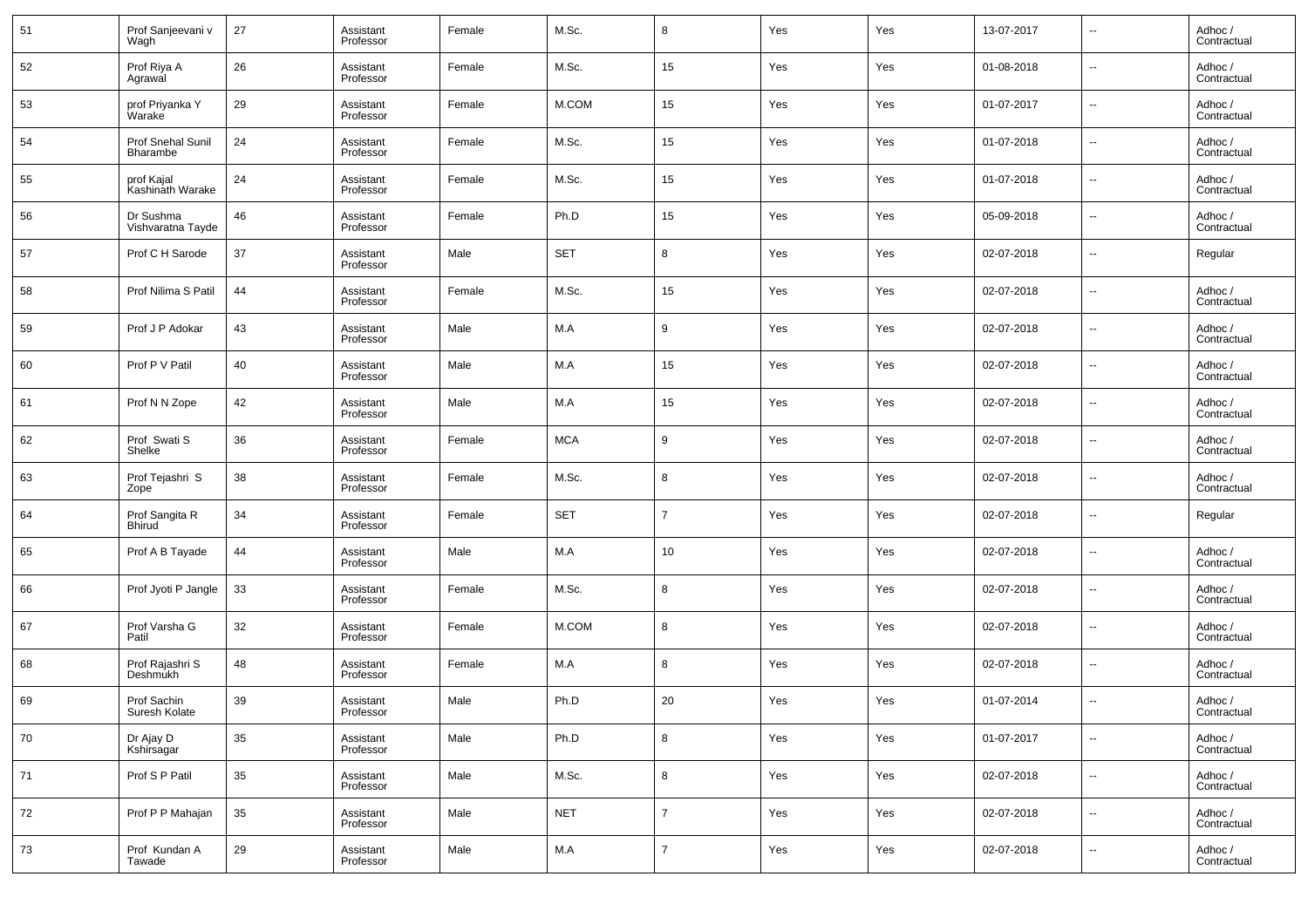| 51 | Prof Sanjeevani v Wagh | 27 | Assistant Professor | Female | M.Sc. | 8 | Yes | Yes | 13-07-2017 | -- | Adhoc / Contractual |
|---|---|---|---|---|---|---|---|---|---|---|---|
| 52 | Prof Riya A Agrawal | 26 | Assistant Professor | Female | M.Sc. | 15 | Yes | Yes | 01-08-2018 | -- | Adhoc / Contractual |
| 53 | prof Priyanka Y Warake | 29 | Assistant Professor | Female | M.COM | 15 | Yes | Yes | 01-07-2017 | -- | Adhoc / Contractual |
| 54 | Prof Snehal Sunil Bharambe | 24 | Assistant Professor | Female | M.Sc. | 15 | Yes | Yes | 01-07-2018 | -- | Adhoc / Contractual |
| 55 | prof Kajal Kashinath Warake | 24 | Assistant Professor | Female | M.Sc. | 15 | Yes | Yes | 01-07-2018 | -- | Adhoc / Contractual |
| 56 | Dr Sushma Vishvaratna Tayde | 46 | Assistant Professor | Female | Ph.D | 15 | Yes | Yes | 05-09-2018 | -- | Adhoc / Contractual |
| 57 | Prof C H Sarode | 37 | Assistant Professor | Male | SET | 8 | Yes | Yes | 02-07-2018 | -- | Regular |
| 58 | Prof Nilima S Patil | 44 | Assistant Professor | Female | M.Sc. | 15 | Yes | Yes | 02-07-2018 | -- | Adhoc / Contractual |
| 59 | Prof J P Adokar | 43 | Assistant Professor | Male | M.A | 9 | Yes | Yes | 02-07-2018 | -- | Adhoc / Contractual |
| 60 | Prof P V Patil | 40 | Assistant Professor | Male | M.A | 15 | Yes | Yes | 02-07-2018 | -- | Adhoc / Contractual |
| 61 | Prof N N Zope | 42 | Assistant Professor | Male | M.A | 15 | Yes | Yes | 02-07-2018 | -- | Adhoc / Contractual |
| 62 | Prof Swati S Shelke | 36 | Assistant Professor | Female | MCA | 9 | Yes | Yes | 02-07-2018 | -- | Adhoc / Contractual |
| 63 | Prof Tejashri S Zope | 38 | Assistant Professor | Female | M.Sc. | 8 | Yes | Yes | 02-07-2018 | -- | Adhoc / Contractual |
| 64 | Prof Sangita R Bhirud | 34 | Assistant Professor | Female | SET | 7 | Yes | Yes | 02-07-2018 | -- | Regular |
| 65 | Prof A B Tayade | 44 | Assistant Professor | Male | M.A | 10 | Yes | Yes | 02-07-2018 | -- | Adhoc / Contractual |
| 66 | Prof Jyoti P Jangle | 33 | Assistant Professor | Female | M.Sc. | 8 | Yes | Yes | 02-07-2018 | -- | Adhoc / Contractual |
| 67 | Prof Varsha G Patil | 32 | Assistant Professor | Female | M.COM | 8 | Yes | Yes | 02-07-2018 | -- | Adhoc / Contractual |
| 68 | Prof Rajashri S Deshmukh | 48 | Assistant Professor | Female | M.A | 8 | Yes | Yes | 02-07-2018 | -- | Adhoc / Contractual |
| 69 | Prof Sachin Suresh Kolate | 39 | Assistant Professor | Male | Ph.D | 20 | Yes | Yes | 01-07-2014 | -- | Adhoc / Contractual |
| 70 | Dr Ajay D Kshirsagar | 35 | Assistant Professor | Male | Ph.D | 8 | Yes | Yes | 01-07-2017 | -- | Adhoc / Contractual |
| 71 | Prof S P Patil | 35 | Assistant Professor | Male | M.Sc. | 8 | Yes | Yes | 02-07-2018 | -- | Adhoc / Contractual |
| 72 | Prof P P Mahajan | 35 | Assistant Professor | Male | NET | 7 | Yes | Yes | 02-07-2018 | -- | Adhoc / Contractual |
| 73 | Prof Kundan A Tawade | 29 | Assistant Professor | Male | M.A | 7 | Yes | Yes | 02-07-2018 | -- | Adhoc / Contractual |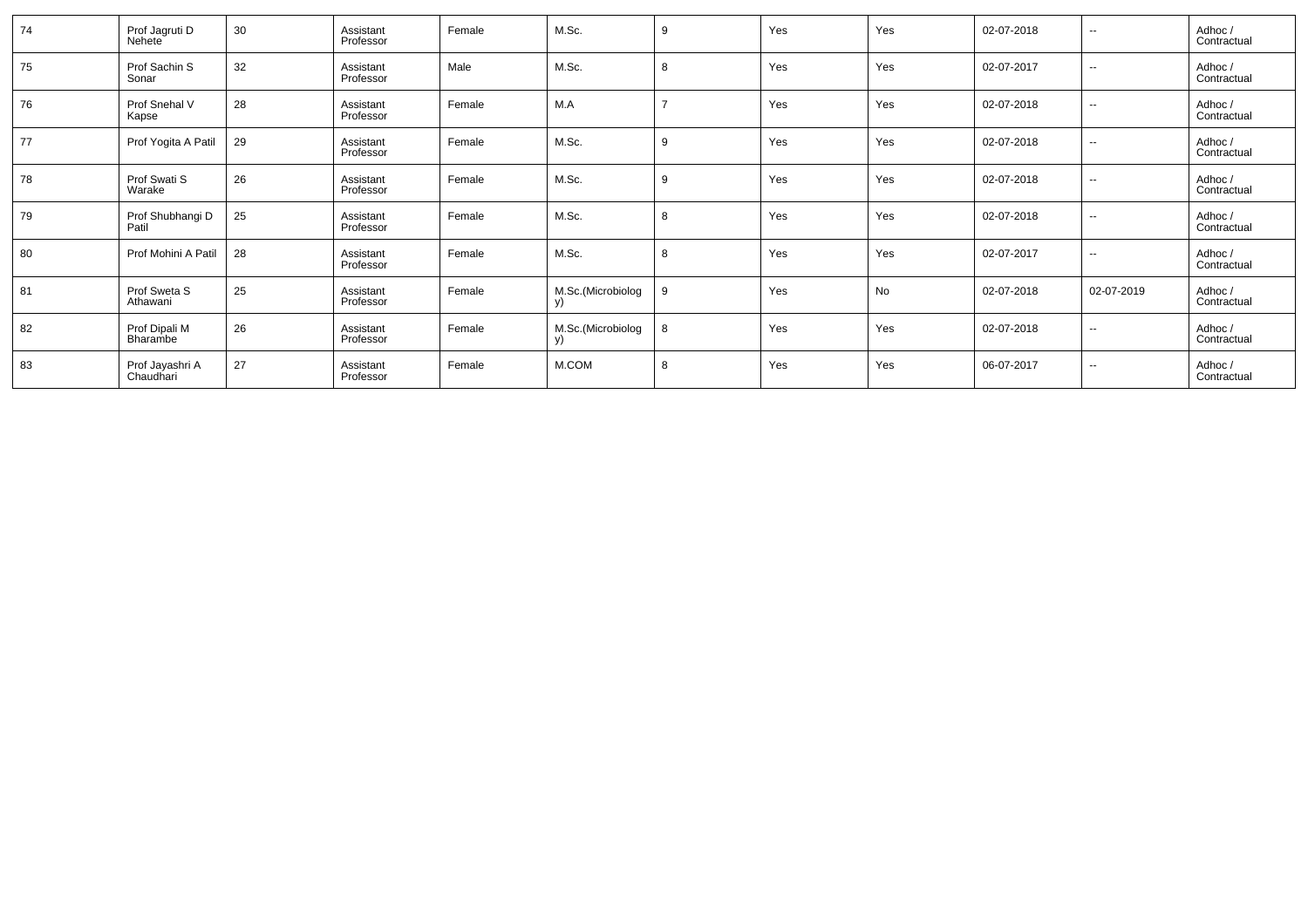| | | | | | | | | | | | |
|---|---|---|---|---|---|---|---|---|---|---|---|
| 74 | Prof Jagruti D Nehete | 30 | Assistant Professor | Female | M.Sc. | 9 | Yes | Yes | 02-07-2018 | -- | Adhoc / Contractual |
| 75 | Prof Sachin S Sonar | 32 | Assistant Professor | Male | M.Sc. | 8 | Yes | Yes | 02-07-2017 | -- | Adhoc / Contractual |
| 76 | Prof Snehal V Kapse | 28 | Assistant Professor | Female | M.A | 7 | Yes | Yes | 02-07-2018 | -- | Adhoc / Contractual |
| 77 | Prof Yogita A Patil | 29 | Assistant Professor | Female | M.Sc. | 9 | Yes | Yes | 02-07-2018 | -- | Adhoc / Contractual |
| 78 | Prof Swati S Warake | 26 | Assistant Professor | Female | M.Sc. | 9 | Yes | Yes | 02-07-2018 | -- | Adhoc / Contractual |
| 79 | Prof Shubhangi D Patil | 25 | Assistant Professor | Female | M.Sc. | 8 | Yes | Yes | 02-07-2018 | -- | Adhoc / Contractual |
| 80 | Prof Mohini A Patil | 28 | Assistant Professor | Female | M.Sc. | 8 | Yes | Yes | 02-07-2017 | -- | Adhoc / Contractual |
| 81 | Prof Sweta S Athawani | 25 | Assistant Professor | Female | M.Sc.(Microbiology) | 9 | Yes | No | 02-07-2018 | 02-07-2019 | Adhoc / Contractual |
| 82 | Prof Dipali M Bharambe | 26 | Assistant Professor | Female | M.Sc.(Microbiology) | 8 | Yes | Yes | 02-07-2018 | -- | Adhoc / Contractual |
| 83 | Prof Jayashri A Chaudhari | 27 | Assistant Professor | Female | M.COM | 8 | Yes | Yes | 06-07-2017 | -- | Adhoc / Contractual |